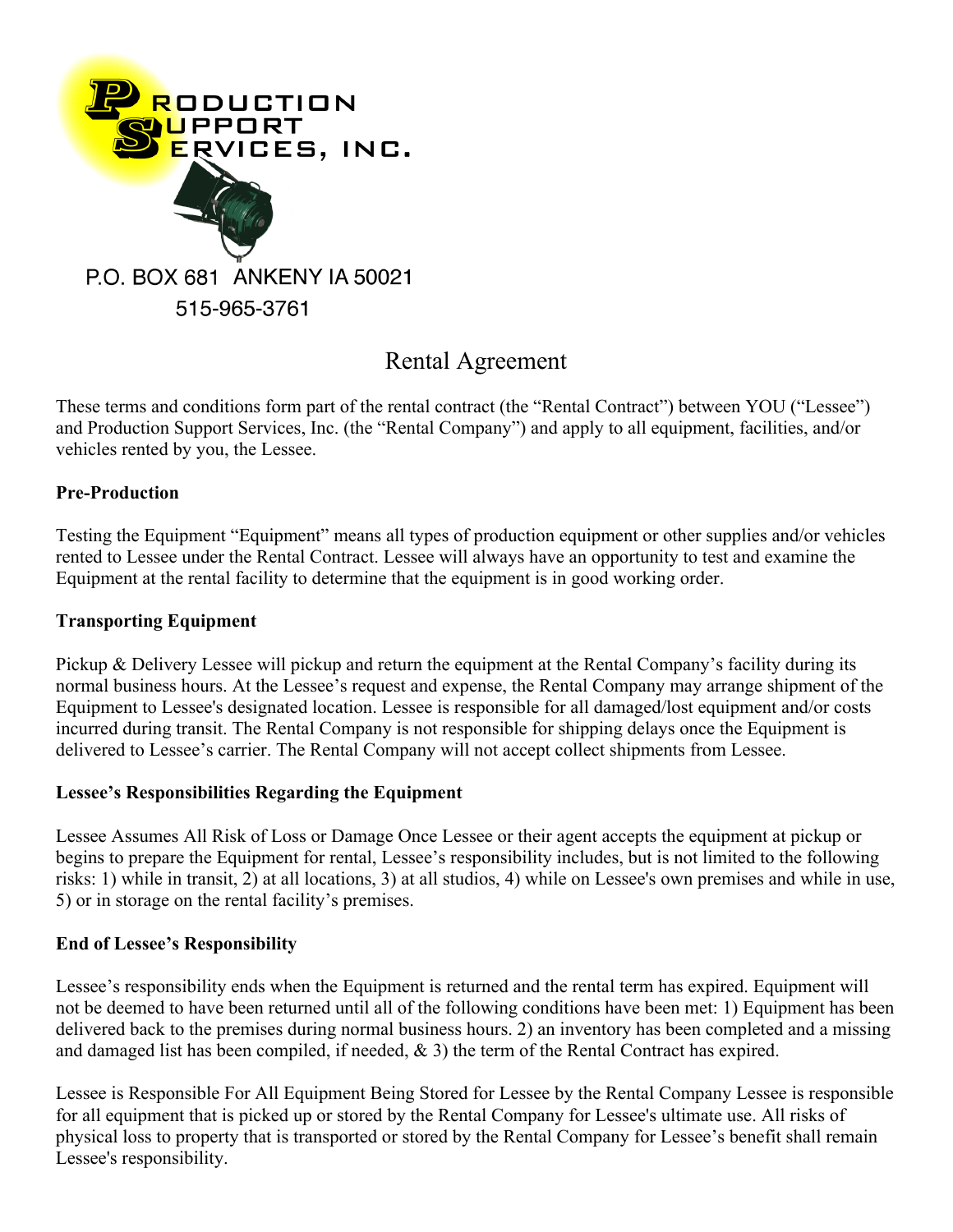PRODUCTION SUPPORT SERVICES, INC.

P.O. BOX 681 ANKENY IA 50021

515-965-3761

# Rental Agreement

These terms and conditions form part of the rental contract (the "Rental Contract") between YOU ("Lessee") and Production Support Services, Inc. (the "Rental Company") and apply to all equipment, facilities, and/or vehicles rented by you, the Lessee.

**Pre-Production**

Testing the Equipment "Equipment" means all types of production equipment or other supplies and/or vehicles rented to Lessee under the Rental Contract. Lessee will always have an opportunity to test and examine the Equipment at the rental facility to determine that the equipment is in good working order.

**Transporting Equipment**

Pickup & Delivery Lessee will pickup and return the equipment at the Rental Company's facility during its normal business hours. At the Lessee's request and expense, the Rental Company may arrange shipment of the Equipment to Lessee's designated location. Lessee is responsible for all damaged/lost equipment and/or costs incurred during transit. The Rental Company is not responsible for shipping delays once the Equipment is delivered to Lessee's carrier. The Rental Company will not accept collect shipments from Lessee.

**Lessee's Responsibilities Regarding the Equipment**

Lessee Assumes All Risk of Loss or Damage Once Lessee or their agent accepts the equipment at pickup or begins to prepare the Equipment for rental, Lessee's responsibility includes, but is not limited to the following risks: 1) while in transit, 2) at all locations, 3) at all studios, 4) while on Lessee's own premises and while in use, 5) or in storage on the rental facility's premises.

**End of Lessee's Responsibility**

Lessee's responsibility ends when the Equipment is returned and the rental term has expired. Equipment will not be deemed to have been returned until all of the following conditions have been met: 1) Equipment has been delivered back to the premises during normal business hours. 2) an inventory has been completed and a missing and damaged list has been compiled, if needed, & 3) the term of the Rental Contract has expired.

Lessee is Responsible For All Equipment Being Stored for Lessee by the Rental Company Lessee is responsible for all equipment that is picked up or stored by the Rental Company for Lessee's ultimate use. All risks of physical loss to property that is transported or stored by the Rental Company for Lessee's benefit shall remain Lessee's responsibility.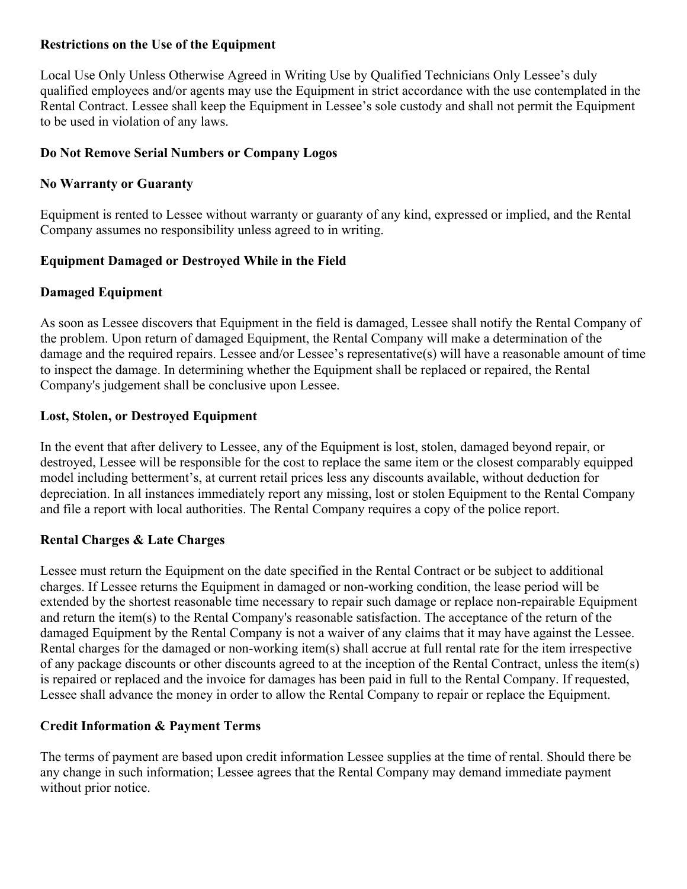**Restrictions on the Use of the Equipment**

Local Use Only Unless Otherwise Agreed in Writing Use by Qualified Technicians Only Lessee's duly qualified employees and/or agents may use the Equipment in strict accordance with the use contemplated in the Rental Contract. Lessee shall keep the Equipment in Lessee's sole custody and shall not permit the Equipment to be used in violation of any laws.

**Do Not Remove Serial Numbers or Company Logos**

**No Warranty or Guaranty**

Equipment is rented to Lessee without warranty or guaranty of any kind, expressed or implied, and the Rental Company assumes no responsibility unless agreed to in writing.

**Equipment Damaged or Destroyed While in the Field**

**Damaged Equipment**

As soon as Lessee discovers that Equipment in the field is damaged, Lessee shall notify the Rental Company of the problem. Upon return of damaged Equipment, the Rental Company will make a determination of the damage and the required repairs. Lessee and/or Lessee's representative(s) will have a reasonable amount of time to inspect the damage. In determining whether the Equipment shall be replaced or repaired, the Rental Company's judgement shall be conclusive upon Lessee.

**Lost, Stolen, or Destroyed Equipment**

In the event that after delivery to Lessee, any of the Equipment is lost, stolen, damaged beyond repair, or destroyed, Lessee will be responsible for the cost to replace the same item or the closest comparably equipped model including betterment's, at current retail prices less any discounts available, without deduction for depreciation. In all instances immediately report any missing, lost or stolen Equipment to the Rental Company and file a report with local authorities. The Rental Company requires a copy of the police report.

**Rental Charges & Late Charges**

Lessee must return the Equipment on the date specified in the Rental Contract or be subject to additional charges. If Lessee returns the Equipment in damaged or non-working condition, the lease period will be extended by the shortest reasonable time necessary to repair such damage or replace non-repairable Equipment and return the item(s) to the Rental Company's reasonable satisfaction. The acceptance of the return of the damaged Equipment by the Rental Company is not a waiver of any claims that it may have against the Lessee. Rental charges for the damaged or non-working item(s) shall accrue at full rental rate for the item irrespective of any package discounts or other discounts agreed to at the inception of the Rental Contract, unless the item(s) is repaired or replaced and the invoice for damages has been paid in full to the Rental Company. If requested, Lessee shall advance the money in order to allow the Rental Company to repair or replace the Equipment.

**Credit Information & Payment Terms**

The terms of payment are based upon credit information Lessee supplies at the time of rental. Should there be any change in such information; Lessee agrees that the Rental Company may demand immediate payment without prior notice.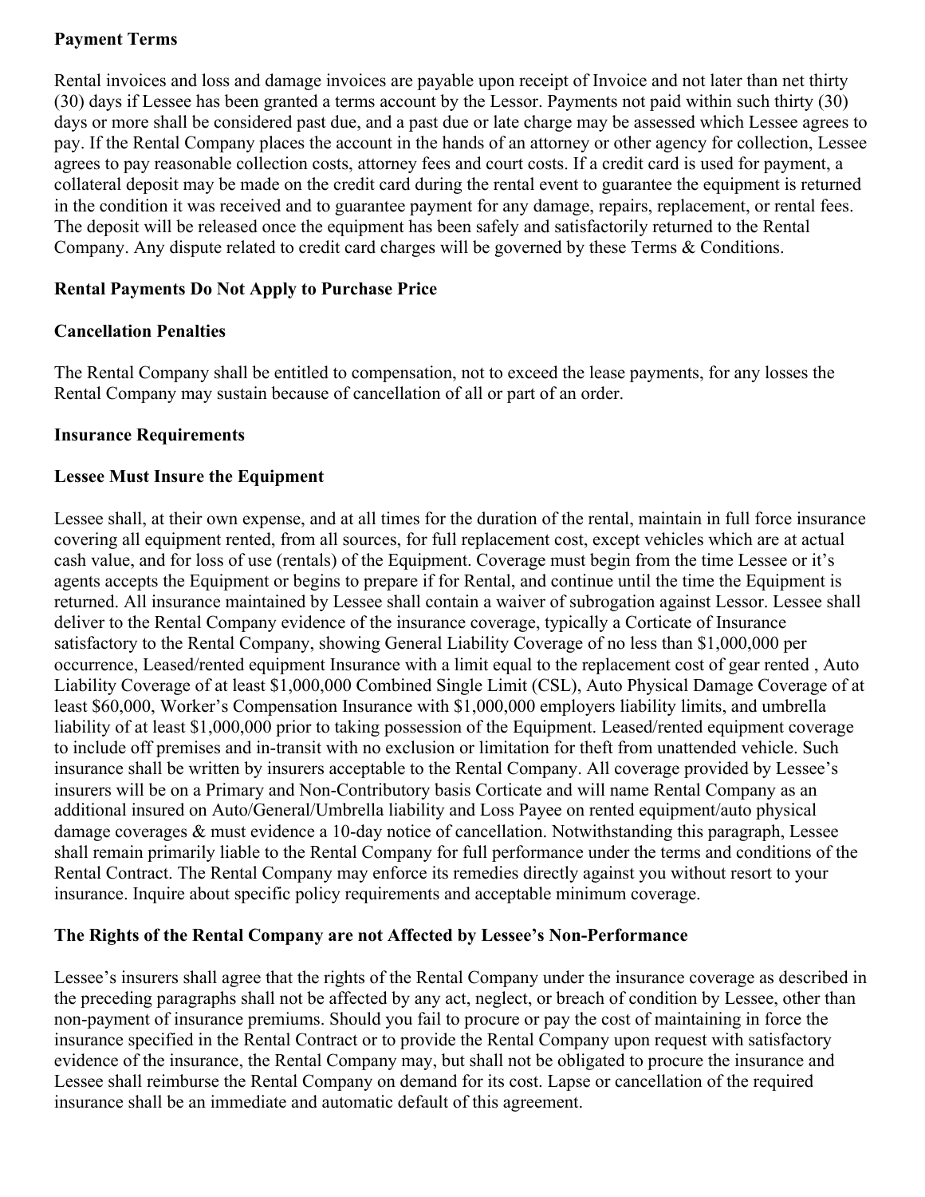**Payment Terms**

Rental invoices and loss and damage invoices are payable upon receipt of Invoice and not later than net thirty (30) days if Lessee has been granted a terms account by the Lessor. Payments not paid within such thirty (30) days or more shall be considered past due, and a past due or late charge may be assessed which Lessee agrees to pay. If the Rental Company places the account in the hands of an attorney or other agency for collection, Lessee agrees to pay reasonable collection costs, attorney fees and court costs. If a credit card is used for payment, a collateral deposit may be made on the credit card during the rental event to guarantee the equipment is returned in the condition it was received and to guarantee payment for any damage, repairs, replacement, or rental fees. The deposit will be released once the equipment has been safely and satisfactorily returned to the Rental Company. Any dispute related to credit card charges will be governed by these Terms & Conditions.

**Rental Payments Do Not Apply to Purchase Price**

**Cancellation Penalties**

The Rental Company shall be entitled to compensation, not to exceed the lease payments, for any losses the Rental Company may sustain because of cancellation of all or part of an order.

**Insurance Requirements**

**Lessee Must Insure the Equipment**

Lessee shall, at their own expense, and at all times for the duration of the rental, maintain in full force insurance covering all equipment rented, from all sources, for full replacement cost, except vehicles which are at actual cash value, and for loss of use (rentals) of the Equipment. Coverage must begin from the time Lessee or it's agents accepts the Equipment or begins to prepare if for Rental, and continue until the time the Equipment is returned. All insurance maintained by Lessee shall contain a waiver of subrogation against Lessor. Lessee shall deliver to the Rental Company evidence of the insurance coverage, typically a Corticate of Insurance satisfactory to the Rental Company, showing General Liability Coverage of no less than $1,000,000 per occurrence, Leased/rented equipment Insurance with a limit equal to the replacement cost of gear rented , Auto Liability Coverage of at least $1,000,000 Combined Single Limit (CSL), Auto Physical Damage Coverage of at least $60,000, Worker's Compensation Insurance with $1,000,000 employers liability limits, and umbrella liability of at least $1,000,000 prior to taking possession of the Equipment. Leased/rented equipment coverage to include off premises and in-transit with no exclusion or limitation for theft from unattended vehicle. Such insurance shall be written by insurers acceptable to the Rental Company. All coverage provided by Lessee's insurers will be on a Primary and Non-Contributory basis Corticate and will name Rental Company as an additional insured on Auto/General/Umbrella liability and Loss Payee on rented equipment/auto physical damage coverages & must evidence a 10-day notice of cancellation. Notwithstanding this paragraph, Lessee shall remain primarily liable to the Rental Company for full performance under the terms and conditions of the Rental Contract. The Rental Company may enforce its remedies directly against you without resort to your insurance. Inquire about specific policy requirements and acceptable minimum coverage.

**The Rights of the Rental Company are not Affected by Lessee's Non-Performance**

Lessee's insurers shall agree that the rights of the Rental Company under the insurance coverage as described in the preceding paragraphs shall not be affected by any act, neglect, or breach of condition by Lessee, other than non-payment of insurance premiums. Should you fail to procure or pay the cost of maintaining in force the insurance specified in the Rental Contract or to provide the Rental Company upon request with satisfactory evidence of the insurance, the Rental Company may, but shall not be obligated to procure the insurance and Lessee shall reimburse the Rental Company on demand for its cost. Lapse or cancellation of the required insurance shall be an immediate and automatic default of this agreement.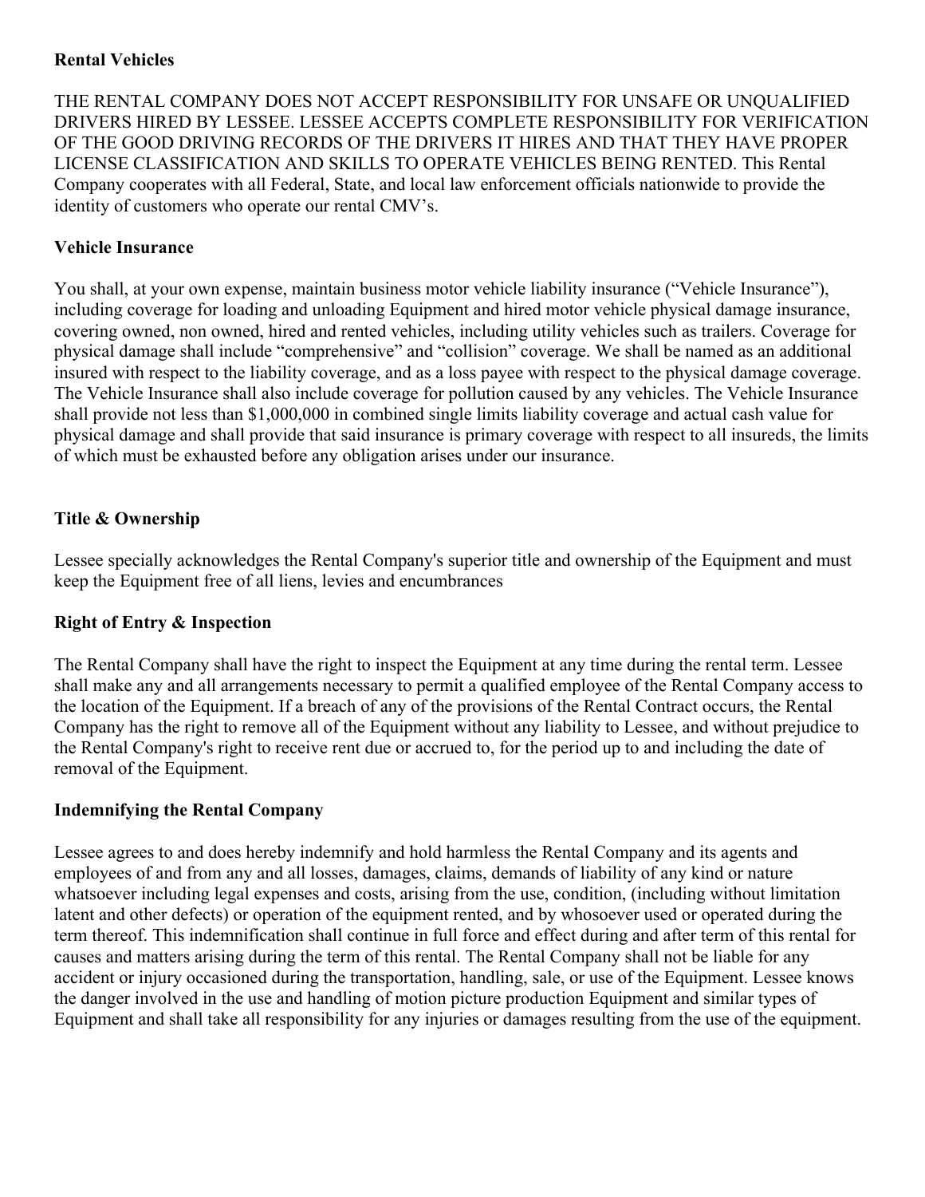**Rental Vehicles**

THE RENTAL COMPANY DOES NOT ACCEPT RESPONSIBILITY FOR UNSAFE OR UNQUALIFIED DRIVERS HIRED BY LESSEE. LESSEE ACCEPTS COMPLETE RESPONSIBILITY FOR VERIFICATION OF THE GOOD DRIVING RECORDS OF THE DRIVERS IT HIRES AND THAT THEY HAVE PROPER LICENSE CLASSIFICATION AND SKILLS TO OPERATE VEHICLES BEING RENTED. This Rental Company cooperates with all Federal, State, and local law enforcement officials nationwide to provide the identity of customers who operate our rental CMV's.

**Vehicle Insurance**

You shall, at your own expense, maintain business motor vehicle liability insurance ("Vehicle Insurance"), including coverage for loading and unloading Equipment and hired motor vehicle physical damage insurance, covering owned, non owned, hired and rented vehicles, including utility vehicles such as trailers. Coverage for physical damage shall include "comprehensive" and "collision" coverage. We shall be named as an additional insured with respect to the liability coverage, and as a loss payee with respect to the physical damage coverage. The Vehicle Insurance shall also include coverage for pollution caused by any vehicles. The Vehicle Insurance shall provide not less than $1,000,000 in combined single limits liability coverage and actual cash value for physical damage and shall provide that said insurance is primary coverage with respect to all insureds, the limits of which must be exhausted before any obligation arises under our insurance.

**Title & Ownership**

Lessee specially acknowledges the Rental Company's superior title and ownership of the Equipment and must keep the Equipment free of all liens, levies and encumbrances

**Right of Entry & Inspection**

The Rental Company shall have the right to inspect the Equipment at any time during the rental term. Lessee shall make any and all arrangements necessary to permit a qualified employee of the Rental Company access to the location of the Equipment. If a breach of any of the provisions of the Rental Contract occurs, the Rental Company has the right to remove all of the Equipment without any liability to Lessee, and without prejudice to the Rental Company's right to receive rent due or accrued to, for the period up to and including the date of removal of the Equipment.

**Indemnifying the Rental Company**

Lessee agrees to and does hereby indemnify and hold harmless the Rental Company and its agents and employees of and from any and all losses, damages, claims, demands of liability of any kind or nature whatsoever including legal expenses and costs, arising from the use, condition, (including without limitation latent and other defects) or operation of the equipment rented, and by whosoever used or operated during the term thereof. This indemnification shall continue in full force and effect during and after term of this rental for causes and matters arising during the term of this rental. The Rental Company shall not be liable for any accident or injury occasioned during the transportation, handling, sale, or use of the Equipment. Lessee knows the danger involved in the use and handling of motion picture production Equipment and similar types of Equipment and shall take all responsibility for any injuries or damages resulting from the use of the equipment.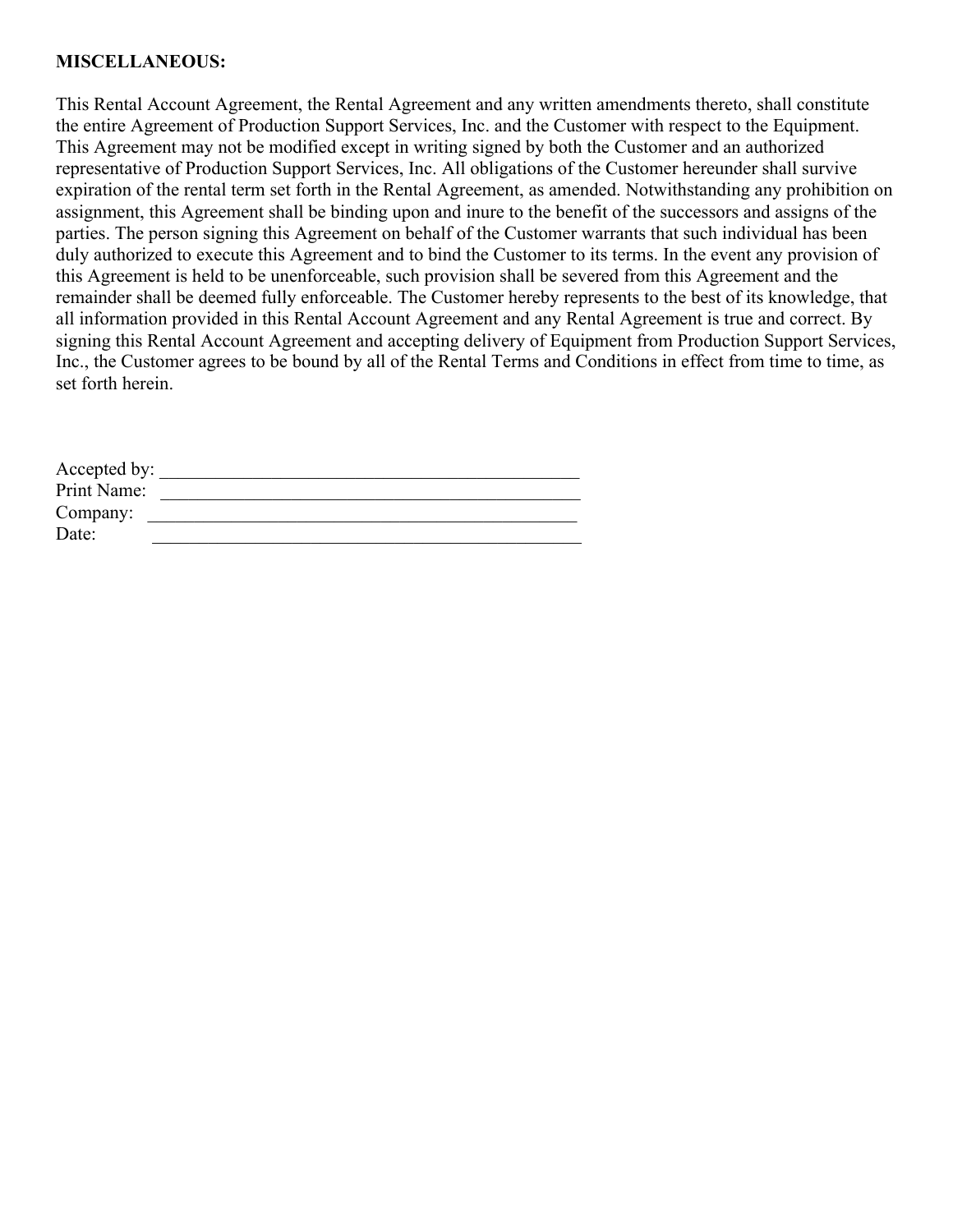**MISCELLANEOUS:**

This Rental Account Agreement, the Rental Agreement and any written amendments thereto, shall constitute the entire Agreement of Production Support Services, Inc. and the Customer with respect to the Equipment. This Agreement may not be modified except in writing signed by both the Customer and an authorized representative of Production Support Services, Inc. All obligations of the Customer hereunder shall survive expiration of the rental term set forth in the Rental Agreement, as amended. Notwithstanding any prohibition on assignment, this Agreement shall be binding upon and inure to the benefit of the successors and assigns of the parties. The person signing this Agreement on behalf of the Customer warrants that such individual has been duly authorized to execute this Agreement and to bind the Customer to its terms. In the event any provision of this Agreement is held to be unenforceable, such provision shall be severed from this Agreement and the remainder shall be deemed fully enforceable. The Customer hereby represents to the best of its knowledge, that all information provided in this Rental Account Agreement and any Rental Agreement is true and correct. By signing this Rental Account Agreement and accepting delivery of Equipment from Production Support Services, Inc., the Customer agrees to be bound by all of the Rental Terms and Conditions in effect from time to time, as set forth herein.

Accepted by: ______________________________________________

Print Name: ______________________________________________

Company: ______________________________________________

Date: ______________________________________________